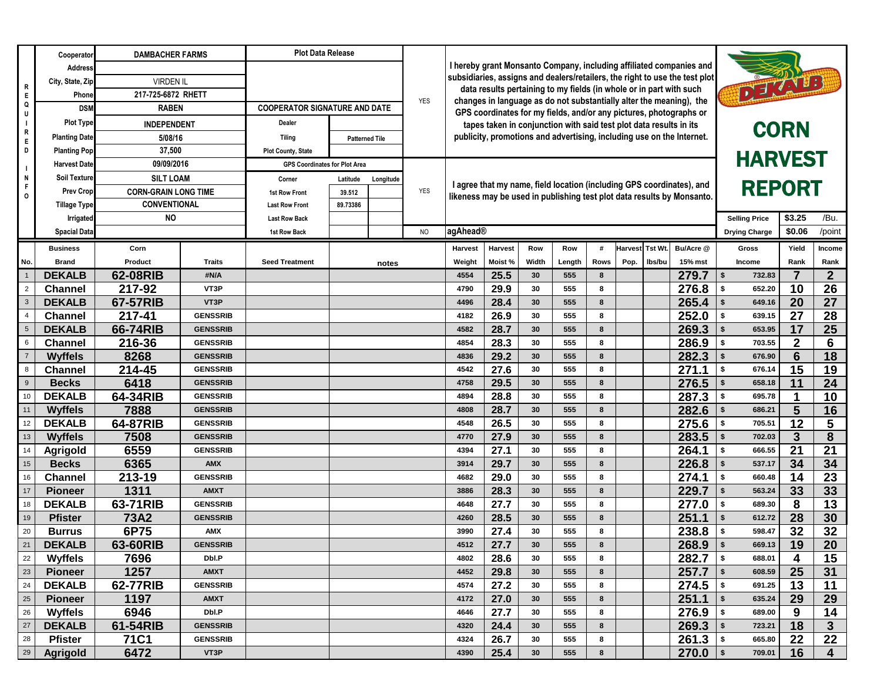# DEKALB CORN HARVEST REPORT

| REQUIRED INFO | |
|---|---|
| Cooperator | DAMBACHER FARMS |
| Address | |
| City, State, Zip | VIRDEN IL |
| Phone | 217-725-6872 RHETT |
| DSM | RABEN |
| Plot Type | INDEPENDENT |
| Planting Date | 5/08/16 |
| Planting Pop | 37,500 |
| Harvest Date | 09/09/2016 |
| Soil Texture | SILT LOAM |
| Prev Crop | CORN-GRAIN LONG TIME |
| Tillage Type | CONVENTIONAL |
| Irrigated | NO |
| Spacial Data | |

**Plot Data Release**

COOPERATOR SIGNATURE AND DATE

| Dealer | |
|---|---|
| Tiling | Patterned Tile |
| Plot County, State | |

**GPS Coordinates for Plot Area**

| Corner | Latitude | Longitude |
|---|---|---|
| 1st Row Front | 39.512 | |
| Last Row Front | 89.73386 | |
| Last Row Back | | |
| 1st Row Back | | |

YES — I hereby grant Monsanto Company, including affiliated companies and subsidiaries, assigns and dealers/retailers, the right to use the test plot data results pertaining to my fields (in whole or in part with such changes in language as do not substantially alter the meaning), the GPS coordinates for my fields, and/or any pictures, photographs or tapes taken in conjunction with said test plot data results in its publicity, promotions and advertising, including use on the Internet.

YES — I agree that my name, field location (including GPS coordinates), and likeness may be used in publishing test plot data results by Monsanto.

NO — agAhead®

| Selling Price | $3.25 | /Bu. |
|---|---|---|
| Drying Charge | $0.06 | /point |

| No. | Business Brand | Corn Product | Traits | Seed Treatment | notes | Harvest Weight | Harvest Moist % | Row Width | Row Length | # Rows | Harvest Pop. | Tst Wt. lbs/bu | Bu/Acre @ 15% mst | Gross Income | Yield Rank | Income Rank |
|---|---|---|---|---|---|---|---|---|---|---|---|---|---|---|---|---|
| 1 | DEKALB | 62-08RIB | #N/A | | | 4554 | 25.5 | 30 | 555 | 8 | | | 279.7 | $ 732.83 | 7 | 2 |
| 2 | Channel | 217-92 | VT3P | | | 4790 | 29.9 | 30 | 555 | 8 | | | 276.8 | $ 652.20 | 10 | 26 |
| 3 | DEKALB | 67-57RIB | VT3P | | | 4496 | 28.4 | 30 | 555 | 8 | | | 265.4 | $ 649.16 | 20 | 27 |
| 4 | Channel | 217-41 | GENSSRIB | | | 4182 | 26.9 | 30 | 555 | 8 | | | 252.0 | $ 639.15 | 27 | 28 |
| 5 | DEKALB | 66-74RIB | GENSSRIB | | | 4582 | 28.7 | 30 | 555 | 8 | | | 269.3 | $ 653.95 | 17 | 25 |
| 6 | Channel | 216-36 | GENSSRIB | | | 4854 | 28.3 | 30 | 555 | 8 | | | 286.9 | $ 703.55 | 2 | 6 |
| 7 | Wyffels | 8268 | GENSSRIB | | | 4836 | 29.2 | 30 | 555 | 8 | | | 282.3 | $ 676.90 | 6 | 18 |
| 8 | Channel | 214-45 | GENSSRIB | | | 4542 | 27.6 | 30 | 555 | 8 | | | 271.1 | $ 676.14 | 15 | 19 |
| 9 | Becks | 6418 | GENSSRIB | | | 4758 | 29.5 | 30 | 555 | 8 | | | 276.5 | $ 658.18 | 11 | 24 |
| 10 | DEKALB | 64-34RIB | GENSSRIB | | | 4894 | 28.8 | 30 | 555 | 8 | | | 287.3 | $ 695.78 | 1 | 10 |
| 11 | Wyffels | 7888 | GENSSRIB | | | 4808 | 28.7 | 30 | 555 | 8 | | | 282.6 | $ 686.21 | 5 | 16 |
| 12 | DEKALB | 64-87RIB | GENSSRIB | | | 4548 | 26.5 | 30 | 555 | 8 | | | 275.6 | $ 705.51 | 12 | 5 |
| 13 | Wyffels | 7508 | GENSSRIB | | | 4770 | 27.9 | 30 | 555 | 8 | | | 283.5 | $ 702.03 | 3 | 8 |
| 14 | Agrigold | 6559 | GENSSRIB | | | 4394 | 27.1 | 30 | 555 | 8 | | | 264.1 | $ 666.55 | 21 | 21 |
| 15 | Becks | 6365 | AMX | | | 3914 | 29.7 | 30 | 555 | 8 | | | 226.8 | $ 537.17 | 34 | 34 |
| 16 | Channel | 213-19 | GENSSRIB | | | 4682 | 29.0 | 30 | 555 | 8 | | | 274.1 | $ 660.48 | 14 | 23 |
| 17 | Pioneer | 1311 | AMXT | | | 3886 | 28.3 | 30 | 555 | 8 | | | 229.7 | $ 563.24 | 33 | 33 |
| 18 | DEKALB | 63-71RIB | GENSSRIB | | | 4648 | 27.7 | 30 | 555 | 8 | | | 277.0 | $ 689.30 | 8 | 13 |
| 19 | Pfister | 73A2 | GENSSRIB | | | 4260 | 28.5 | 30 | 555 | 8 | | | 251.1 | $ 612.72 | 28 | 30 |
| 20 | Burrus | 6P75 | AMX | | | 3990 | 27.4 | 30 | 555 | 8 | | | 238.8 | $ 598.47 | 32 | 32 |
| 21 | DEKALB | 63-60RIB | GENSSRIB | | | 4512 | 27.7 | 30 | 555 | 8 | | | 268.9 | $ 669.13 | 19 | 20 |
| 22 | Wyffels | 7696 | Dbl.P | | | 4802 | 28.6 | 30 | 555 | 8 | | | 282.7 | $ 688.01 | 4 | 15 |
| 23 | Pioneer | 1257 | AMXT | | | 4452 | 29.8 | 30 | 555 | 8 | | | 257.7 | $ 608.59 | 25 | 31 |
| 24 | DEKALB | 62-77RIB | GENSSRIB | | | 4574 | 27.2 | 30 | 555 | 8 | | | 274.5 | $ 691.25 | 13 | 11 |
| 25 | Pioneer | 1197 | AMXT | | | 4172 | 27.0 | 30 | 555 | 8 | | | 251.1 | $ 635.24 | 29 | 29 |
| 26 | Wyffels | 6946 | Dbl.P | | | 4646 | 27.7 | 30 | 555 | 8 | | | 276.9 | $ 689.00 | 9 | 14 |
| 27 | DEKALB | 61-54RIB | GENSSRIB | | | 4320 | 24.4 | 30 | 555 | 8 | | | 269.3 | $ 723.21 | 18 | 3 |
| 28 | Pfister | 71C1 | GENSSRIB | | | 4324 | 26.7 | 30 | 555 | 8 | | | 261.3 | $ 665.80 | 22 | 22 |
| 29 | Agrigold | 6472 | VT3P | | | 4390 | 25.4 | 30 | 555 | 8 | | | 270.0 | $ 709.01 | 16 | 4 |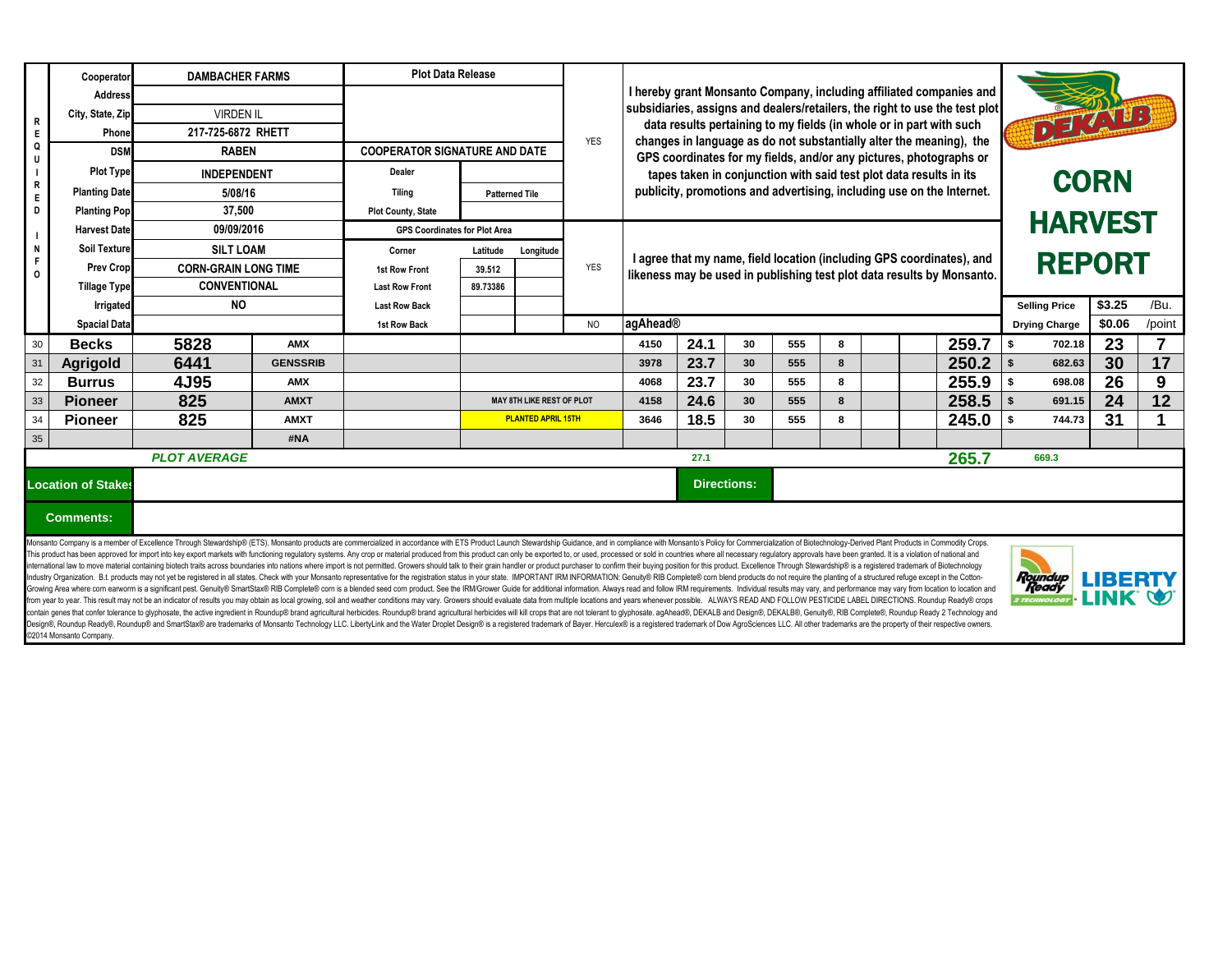| | | | | | | | |
|---|---|---|---|---|---|---|---|
| REQUIRED INFO | Cooperator | DAMBACHER FARMS | Plot Data Release | | | | |
| | Address | | | | | | |
| | City, State, Zip | VIRDEN IL | | | | | |
| | Phone | 217-725-6872 RHETT | | | | YES | |
| | DSM | RABEN | COOPERATOR SIGNATURE AND DATE | | | | |
| | Plot Type | INDEPENDENT | Dealer | | | | |
| | Planting Date | 5/08/16 | Tiling | Patterned Tile | | | |
| | Planting Pop | 37,500 | Plot County, State | | | | |
| | Harvest Date | 09/09/2016 | GPS Coordinates for Plot Area | | | | |
| | Soil Texture | SILT LOAM | Corner | Latitude | Longitude | | |
| | Prev Crop | CORN-GRAIN LONG TIME | 1st Row Front | 39.512 | | YES | |
| | Tillage Type | CONVENTIONAL | Last Row Front | 89.73386 | | | |
| | Irrigated | NO | Last Row Back | | | | |
| | Spacial Data | | 1st Row Back | | | NO | agAhead® |

I hereby grant Monsanto Company, including affiliated companies and subsidiaries, assigns and dealers/retailers, the right to use the test plot data results pertaining to my fields (in whole or in part with such changes in language as do not substantially alter the meaning), the GPS coordinates for my fields, and/or any pictures, photographs or tapes taken in conjunction with said test plot data results in its publicity, promotions and advertising, including use on the Internet.

I agree that my name, field location (including GPS coordinates), and likeness may be used in publishing test plot data results by Monsanto.

# DEKALB CORN HARVEST REPORT

Selling Price $3.25 /Bu.

Drying Charge $0.06 /point

| | | | | | | | | | | | | | | | | |
|---|---|---|---|---|---|---|---|---|---|---|---|---|---|---|---|---|
| 30 | Becks | 5828 | AMX | | | 4150 | 24.1 | 30 | 555 | 8 | | | 259.7 | $ 702.18 | 23 | 7 |
| 31 | Agrigold | 6441 | GENSSRIB | | | 3978 | 23.7 | 30 | 555 | 8 | | | 250.2 | $ 682.63 | 30 | 17 |
| 32 | Burrus | 4J95 | AMX | | | 4068 | 23.7 | 30 | 555 | 8 | | | 255.9 | $ 698.08 | 26 | 9 |
| 33 | Pioneer | 825 | AMXT | | MAY 8TH LIKE REST OF PLOT | 4158 | 24.6 | 30 | 555 | 8 | | | 258.5 | $ 691.15 | 24 | 12 |
| 34 | Pioneer | 825 | AMXT | | PLANTED APRIL 15TH | 3646 | 18.5 | 30 | 555 | 8 | | | 245.0 | $ 744.73 | 31 | 1 |
| 35 | | | #NA | | | | | | | | | | | | | |
| | PLOT AVERAGE | | | | | | 27.1 | | | | | | 265.7 | 669.3 | | |

**Location of Stakes**

**Directions:**

**Comments:**

Monsanto Company is a member of Excellence Through Stewardship® (ETS). Monsanto products are commercialized in accordance with ETS Product Launch Stewardship Guidance, and in compliance with Monsanto's Policy for Commercialization of Biotechnology-Derived Plant Products in Commodity Crops. This product has been approved for import into key export markets with functioning regulatory systems. Any crop or material produced from this product can only be exported to, or used, processed or sold in countries where all necessary regulatory approvals have been granted. It is a violation of national and international law to move material containing biotech traits across boundaries into nations where import is not permitted. Growers should talk to their grain handler or product purchaser to confirm their buying position for this product. Excellence Through Stewardship® is a registered trademark of Biotechnology Industry Organization. B.t. products may not yet be registered in all states. Check with your Monsanto representative for the registration status in your state. IMPORTANT IRM INFORMATION: Genuity® RIB Complete® corn blend products do not require the planting of a structured refuge except in the Cotton-Growing Area where corn earworm is a significant pest. Genuity® SmartStax® RIB Complete® corn is a blended seed corn product. See the IRM/Grower Guide for additional information. Always read and follow IRM requirements. Individual results may vary, and performance may vary from location to location and from year to year. This result may not be an indicator of results you may obtain as local growing, soil and weather conditions may vary. Growers should evaluate data from multiple locations and years whenever possible. ALWAYS READ AND FOLLOW PESTICIDE LABEL DIRECTIONS. Roundup Ready® crops contain genes that confer tolerance to glyphosate, the active ingredient in Roundup® brand agricultural herbicides. Roundup® brand agricultural herbicides will kill crops that are not tolerant to glyphosate. agAhead®, DEKALB and Design®, DEKALB®, Genuity®, RIB Complete®, Roundup Ready 2 Technology and Design®, Roundup Ready®, Roundup® and SmartStax® are trademarks of Monsanto Technology LLC. LibertyLink and the Water Droplet Design® is a registered trademark of Bayer. Herculex® is a registered trademark of Dow AgroSciences LLC. All other trademarks are the property of their respective owners. ©2014 Monsanto Company.